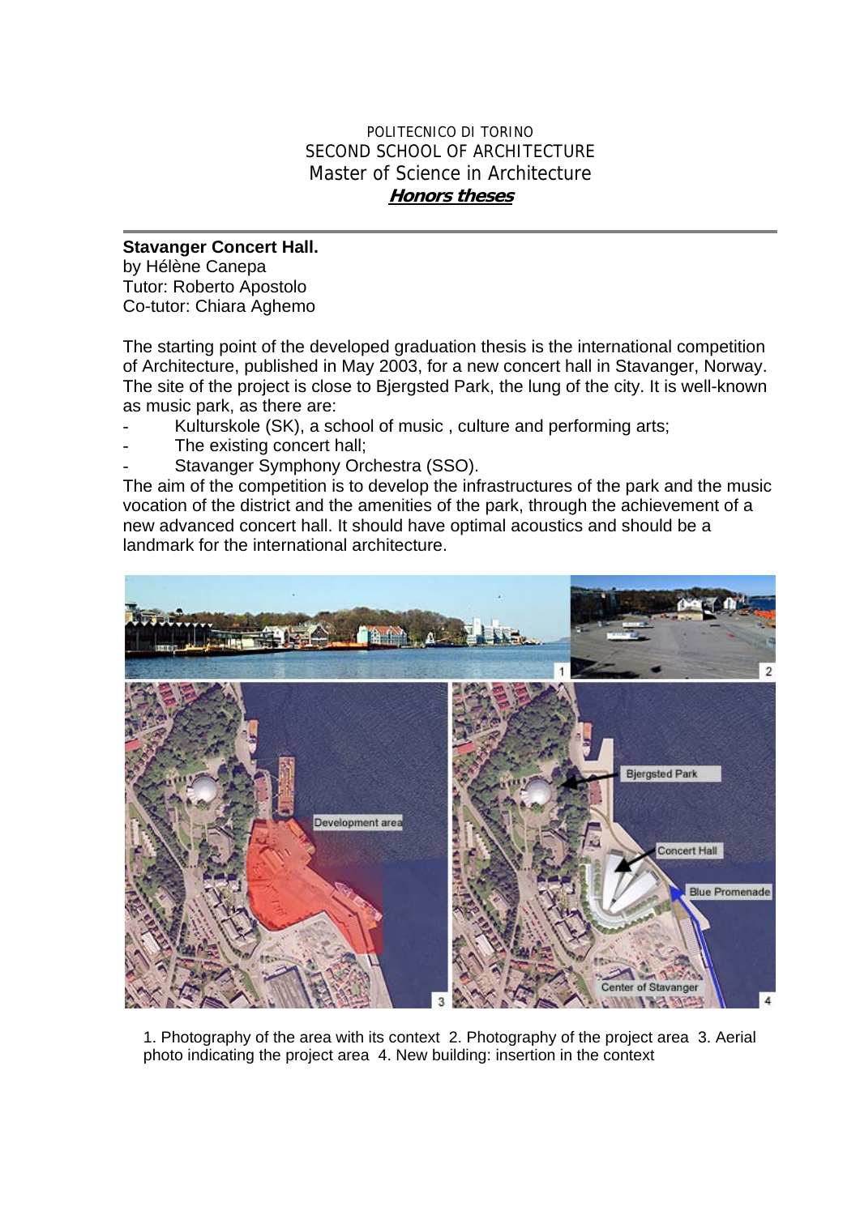POLITECNICO DI TORINO
SECOND SCHOOL OF ARCHITECTURE
Master of Science in Architecture
***Honors theses***

---

**Stavanger Concert Hall.**
by Hélène Canepa
Tutor: Roberto Apostolo
Co-tutor: Chiara Aghemo

The starting point of the developed graduation thesis is the international competition of Architecture, published in May 2003, for a new concert hall in Stavanger, Norway. The site of the project is close to Bjergsted Park, the lung of the city. It is well-known as music park, as there are:

- Kulturskole (SK), a school of music , culture and performing arts;
- The existing concert hall;
- Stavanger Symphony Orchestra (SSO).

The aim of the competition is to develop the infrastructures of the park and the music vocation of the district and the amenities of the park, through the achievement of a new advanced concert hall. It should have optimal acoustics and should be a landmark for the international architecture.

1. Photography of the area with its context 2. Photography of the project area 3. Aerial photo indicating the project area 4. New building: insertion in the context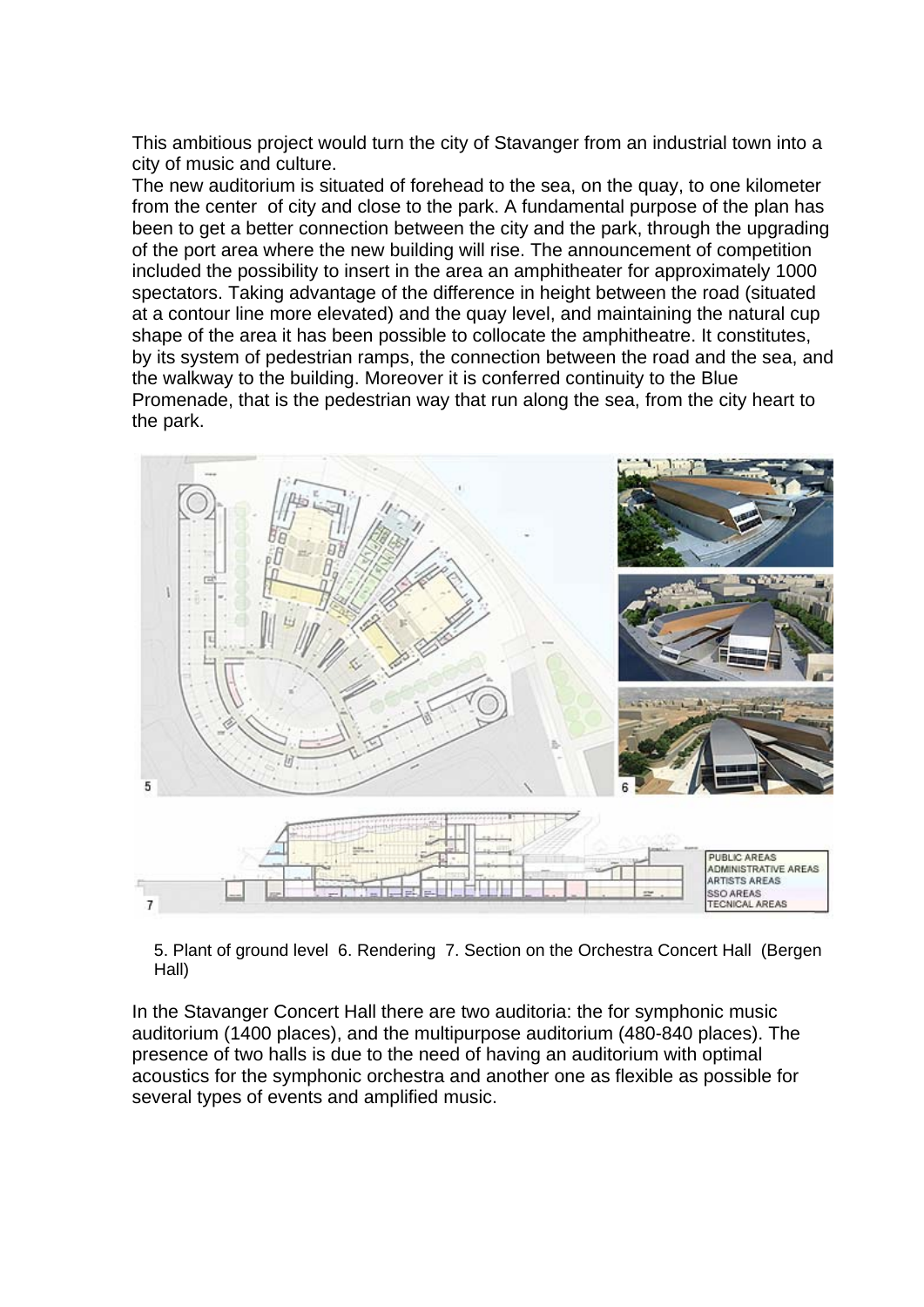This ambitious project would turn the city of Stavanger from an industrial town into a city of music and culture.

The new auditorium is situated of forehead to the sea, on the quay, to one kilometer from the center of city and close to the park. A fundamental purpose of the plan has been to get a better connection between the city and the park, through the upgrading of the port area where the new building will rise. The announcement of competition included the possibility to insert in the area an amphitheater for approximately 1000 spectators. Taking advantage of the difference in height between the road (situated at a contour line more elevated) and the quay level, and maintaining the natural cup shape of the area it has been possible to collocate the amphitheatre. It constitutes, by its system of pedestrian ramps, the connection between the road and the sea, and the walkway to the building. Moreover it is conferred continuity to the Blue Promenade, that is the pedestrian way that run along the sea, from the city heart to the park.

5. Plant of ground level 6. Rendering 7. Section on the Orchestra Concert Hall (Bergen Hall)

In the Stavanger Concert Hall there are two auditoria: the for symphonic music auditorium (1400 places), and the multipurpose auditorium (480-840 places). The presence of two halls is due to the need of having an auditorium with optimal acoustics for the symphonic orchestra and another one as flexible as possible for several types of events and amplified music.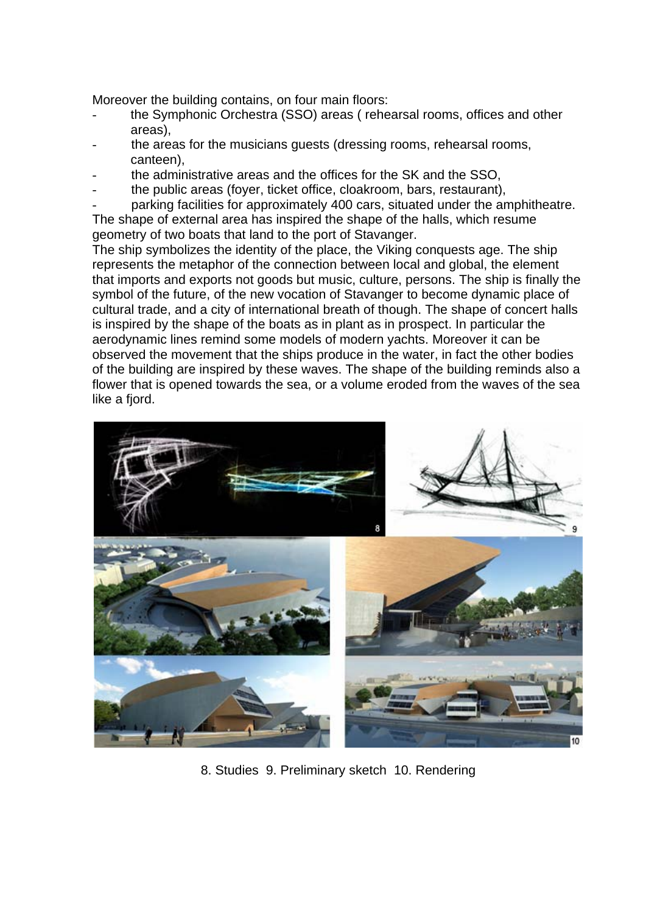Moreover the building contains, on four main floors:

- the Symphonic Orchestra (SSO) areas ( rehearsal rooms, offices and other areas),
- the areas for the musicians guests (dressing rooms, rehearsal rooms, canteen),
- the administrative areas and the offices for the SK and the SSO,
- the public areas (foyer, ticket office, cloakroom, bars, restaurant),
- parking facilities for approximately 400 cars, situated under the amphitheatre.

The shape of external area has inspired the shape of the halls, which resume geometry of two boats that land to the port of Stavanger.
The ship symbolizes the identity of the place, the Viking conquests age. The ship represents the metaphor of the connection between local and global, the element that imports and exports not goods but music, culture, persons. The ship is finally the symbol of the future, of the new vocation of Stavanger to become dynamic place of cultural trade, and a city of international breath of though. The shape of concert halls is inspired by the shape of the boats as in plant as in prospect. In particular the aerodynamic lines remind some models of modern yachts. Moreover it can be observed the movement that the ships produce in the water, in fact the other bodies of the building are inspired by these waves. The shape of the building reminds also a flower that is opened towards the sea, or a volume eroded from the waves of the sea like a fjord.

8. Studies 9. Preliminary sketch 10. Rendering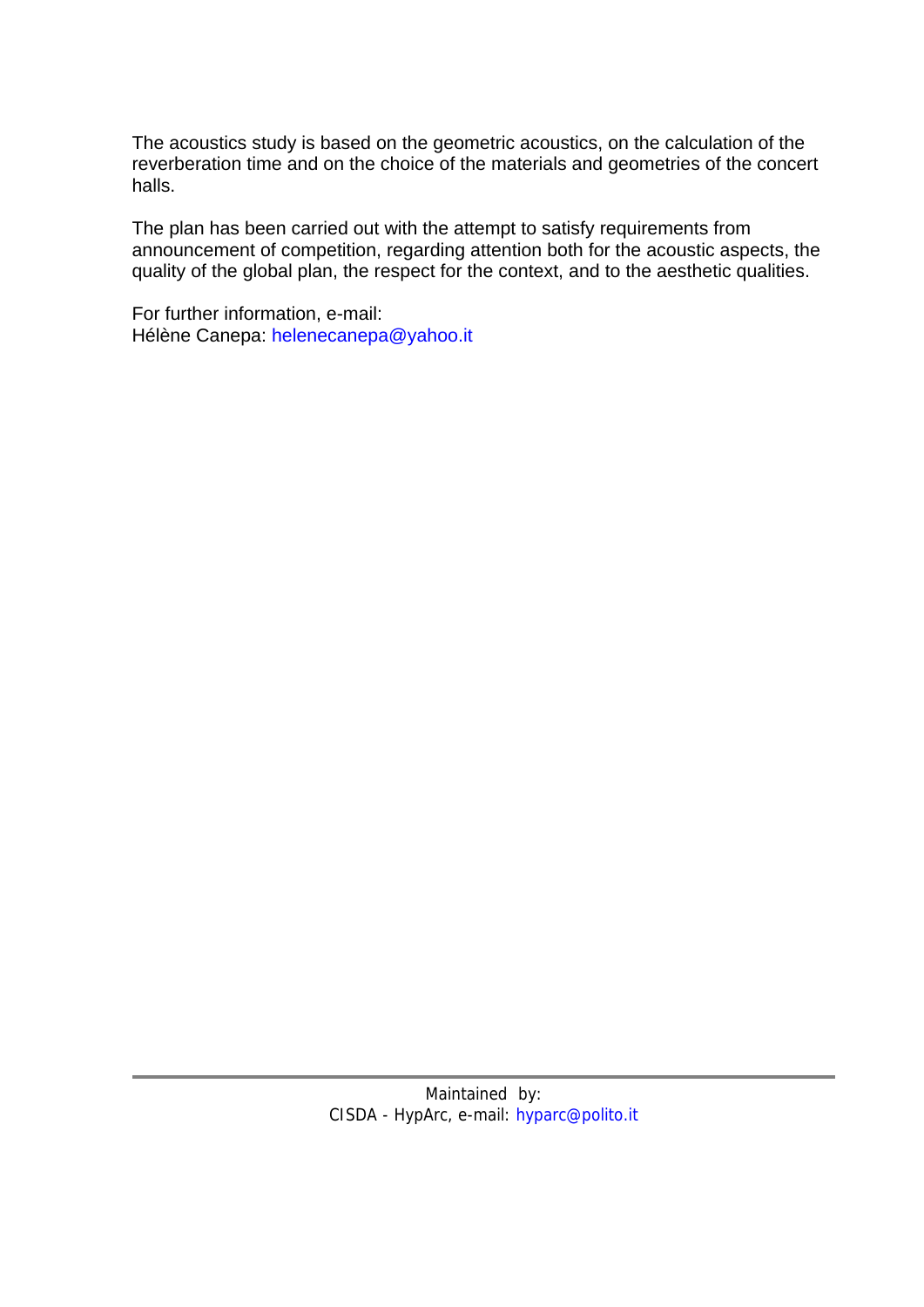The acoustics study is based on the geometric acoustics, on the calculation of the reverberation time and on the choice of the materials and geometries of the concert halls.

The plan has been carried out with the attempt to satisfy requirements from announcement of competition, regarding attention both for the acoustic aspects, the quality of the global plan, the respect for the context, and to the aesthetic qualities.

For further information, e-mail:
Hélène Canepa: helenecanepa@yahoo.it

---

Maintained by:
CISDA - HypArc, e-mail: hyparc@polito.it